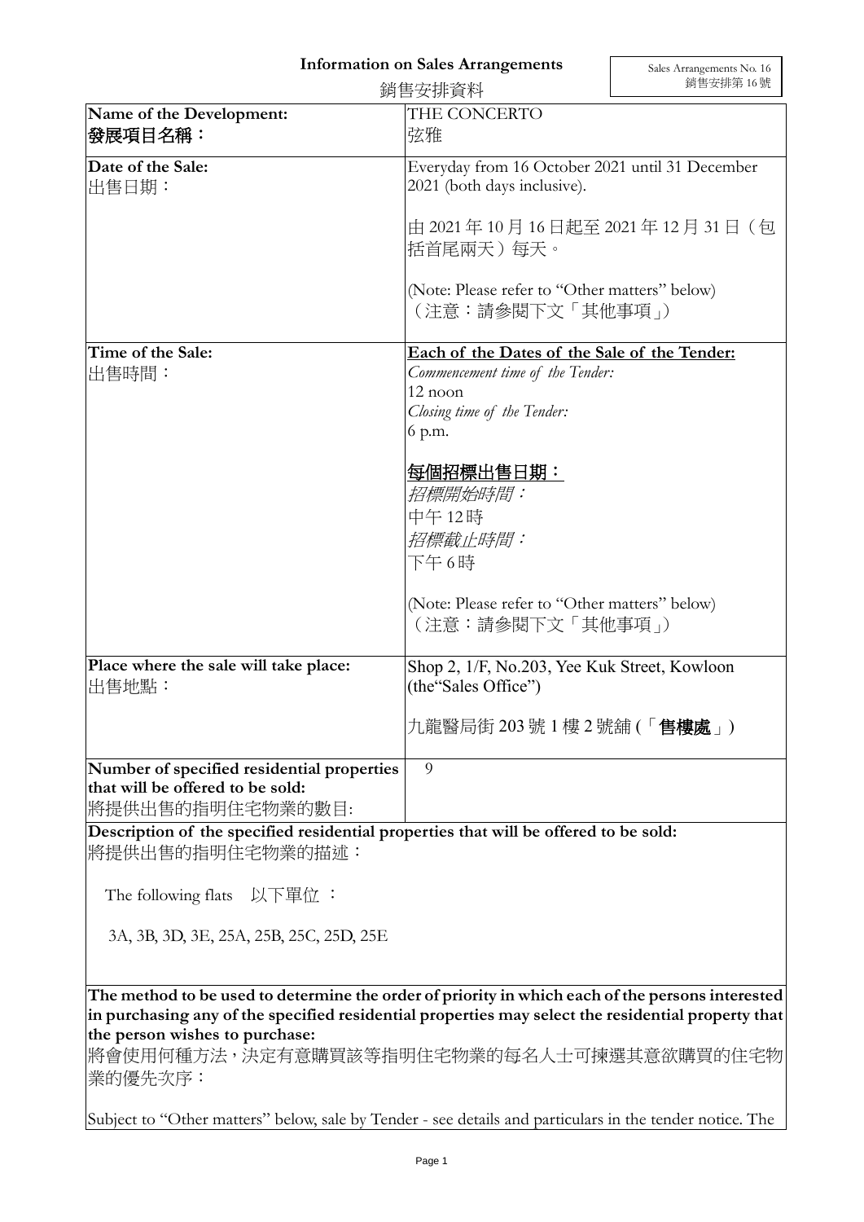# Information on Sales Arrangements
# 銷售安排資料

Sales Arrangements No. 16
銷售安排第 16 號

| Name of the Development: 發展項目名稱： | THE CONCERTO 弦雅 |
|---|---|
| Date of the Sale: 出售日期： | Everyday from 16 October 2021 until 31 December 2021 (both days inclusive).<br><br>由 2021 年 10 月 16 日起至 2021 年 12 月 31 日（包括首尾兩天）每天。<br><br>(Note: Please refer to "Other matters" below)<br>（注意：請參閱下文「其他事項」） |
| Time of the Sale: 出售時間： | **Each of the Dates of the Sale of the Tender:**<br>*Commencement time of the Tender:*<br>12 noon<br>*Closing time of the Tender:*<br>6 p.m.<br><br>**每個招標出售日期：**<br>*招標開始時間：*<br>中午 12時<br>*招標截止時間：*<br>下午 6時<br><br>(Note: Please refer to "Other matters" below)<br>（注意：請參閱下文「其他事項」） |
| Place where the sale will take place: 出售地點： | Shop 2, 1/F, No.203, Yee Kuk Street, Kowloon (the"Sales Office")<br><br>九龍醫局街 203 號 1 樓 2 號舖 (「**售樓處**」) |
| Number of specified residential properties that will be offered to be sold: 將提供出售的指明住宅物業的數目: | 9 |

**Description of the specified residential properties that will be offered to be sold:**
將提供出售的指明住宅物業的描述：

The following flats 以下單位 ：

3A, 3B, 3D, 3E, 25A, 25B, 25C, 25D, 25E

**The method to be used to determine the order of priority in which each of the persons interested in purchasing any of the specified residential properties may select the residential property that the person wishes to purchase:**
將會使用何種方法，決定有意購買該等指明住宅物業的每名人士可揀選其意欲購買的住宅物業的優先次序：

Subject to "Other matters" below, sale by Tender - see details and particulars in the tender notice. The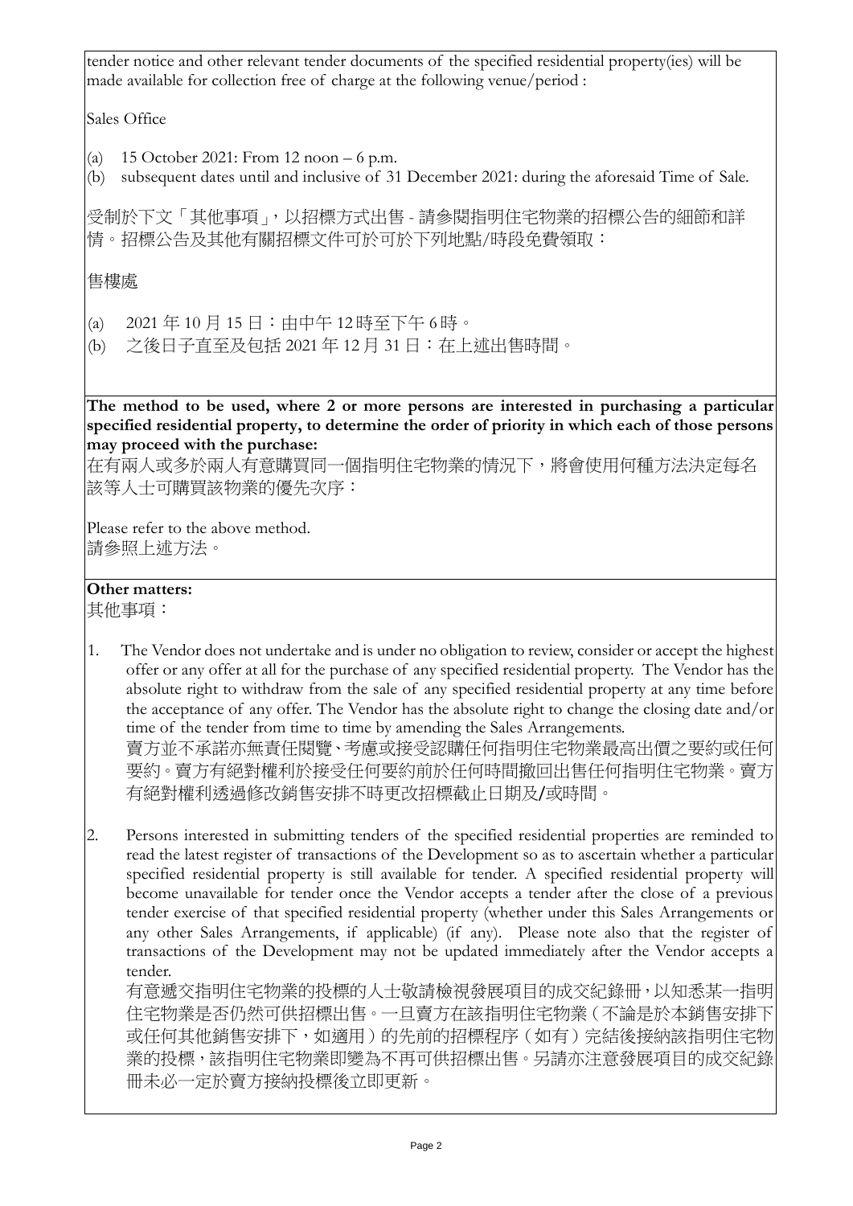tender notice and other relevant tender documents of the specified residential property(ies) will be made available for collection free of charge at the following venue/period :

Sales Office

(a) 15 October 2021: From 12 noon – 6 p.m.
(b) subsequent dates until and inclusive of 31 December 2021: during the aforesaid Time of Sale.

受制於下文「其他事項」，以招標方式出售 - 請參閱指明住宅物業的招標公告的細節和詳情。招標公告及其他有關招標文件可於可於下列地點/時段免費領取：

售樓處

(a) 2021 年 10 月 15 日：由中午 12時至下午 6時。
(b) 之後日子直至及包括 2021 年 12 月 31 日：在上述出售時間。

**The method to be used, where 2 or more persons are interested in purchasing a particular specified residential property, to determine the order of priority in which each of those persons may proceed with the purchase:**
在有兩人或多於兩人有意購買同一個指明住宅物業的情況下，將會使用何種方法決定每名該等人士可購買該物業的優先次序：

Please refer to the above method.
請參照上述方法。

**Other matters:**
其他事項：

1. The Vendor does not undertake and is under no obligation to review, consider or accept the highest offer or any offer at all for the purchase of any specified residential property. The Vendor has the absolute right to withdraw from the sale of any specified residential property at any time before the acceptance of any offer. The Vendor has the absolute right to change the closing date and/or time of the tender from time to time by amending the Sales Arrangements.
賣方並不承諾亦無責任閱覽、考慮或接受認購任何指明住宅物業最高出價之要約或任何要約。賣方有絕對權利於接受任何要約前於任何時間撤回出售任何指明住宅物業。賣方有絕對權利透過修改銷售安排不時更改招標截止日期及/或時間。

2. Persons interested in submitting tenders of the specified residential properties are reminded to read the latest register of transactions of the Development so as to ascertain whether a particular specified residential property is still available for tender. A specified residential property will become unavailable for tender once the Vendor accepts a tender after the close of a previous tender exercise of that specified residential property (whether under this Sales Arrangements or any other Sales Arrangements, if applicable) (if any). Please note also that the register of transactions of the Development may not be updated immediately after the Vendor accepts a tender.
有意遞交指明住宅物業的投標的人士敬請檢視發展項目的成交紀錄冊，以知悉某一指明住宅物業是否仍然可供招標出售。一旦賣方在該指明住宅物業（不論是於本銷售安排下或任何其他銷售安排下，如適用）的先前的招標程序（如有）完結後接納該指明住宅物業的投標，該指明住宅物業即變為不再可供招標出售。另請亦注意發展項目的成交紀錄冊未必一定於賣方接納投標後立即更新。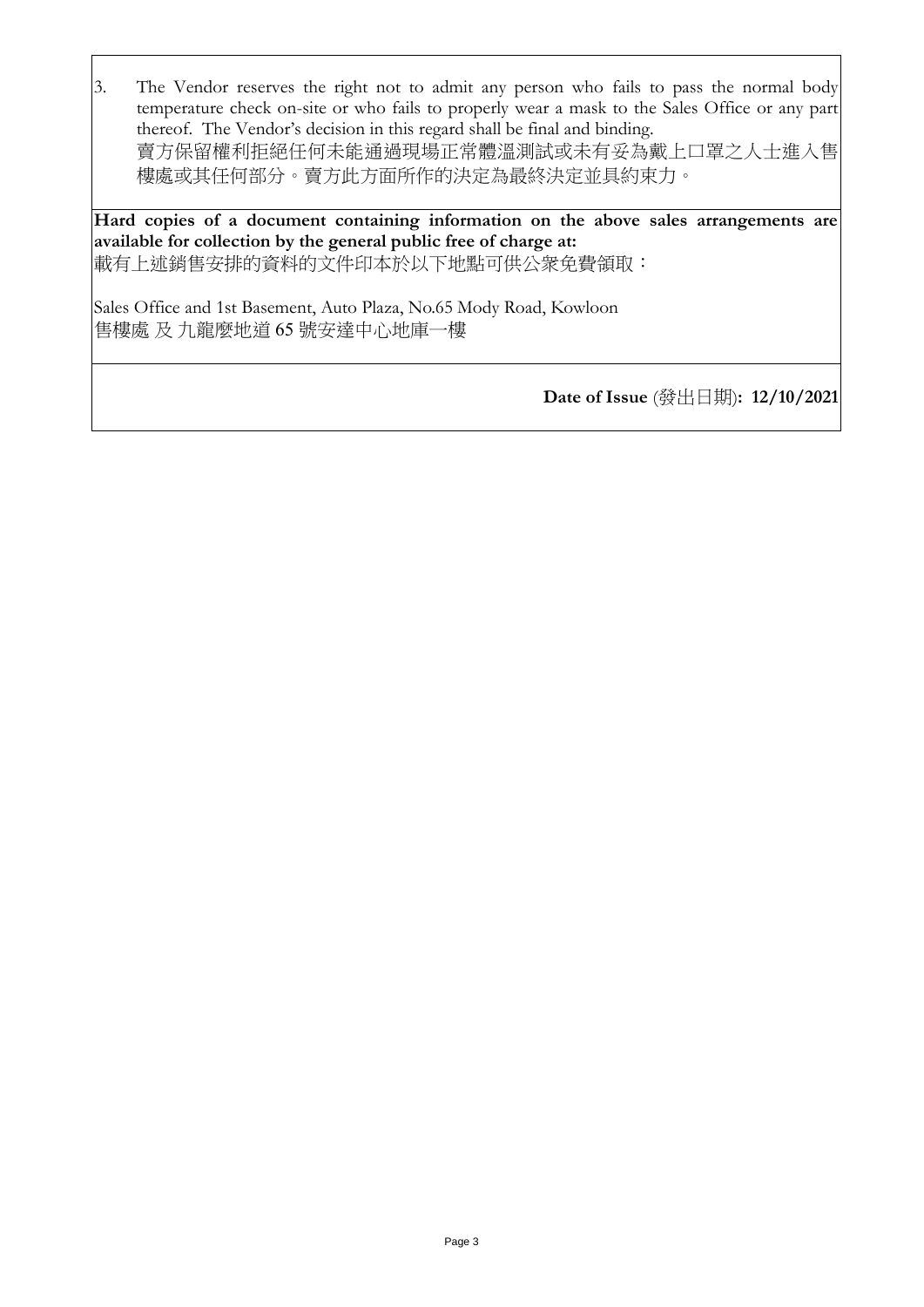3. The Vendor reserves the right not to admit any person who fails to pass the normal body temperature check on-site or who fails to properly wear a mask to the Sales Office or any part thereof. The Vendor's decision in this regard shall be final and binding.
賣方保留權利拒絕任何未能通過現場正常體溫測試或未有妥為戴上口罩之人士進入售樓處或其任何部分。賣方此方面所作的決定為最終決定並具約束力。

**Hard copies of a document containing information on the above sales arrangements are available for collection by the general public free of charge at:**
載有上述銷售安排的資料的文件印本於以下地點可供公衆免費領取：

Sales Office and 1st Basement, Auto Plaza, No.65 Mody Road, Kowloon
售樓處 及 九龍麼地道 65 號安達中心地庫一樓

**Date of Issue** (發出日期)**: 12/10/2021**